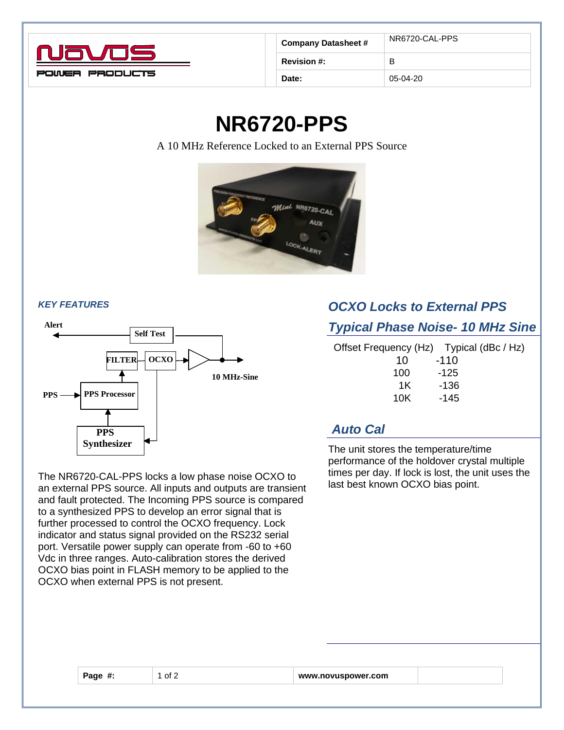| Company Datasheet # | NR6720-CAL-PPS |
| --- | --- |
| Revision #: | B |
| Date: | 05-04-20 |

# NR6720-PPS

A 10 MHz Reference Locked to an External PPS Source

### *KEY FEATURES*

The NR6720-CAL-PPS locks a low phase noise OCXO to an external PPS source. All inputs and outputs are transient and fault protected. The Incoming PPS source is compared to a synthesized PPS to develop an error signal that is further processed to control the OCXO frequency. Lock indicator and status signal provided on the RS232 serial port. Versatile power supply can operate from -60 to +60 Vdc in three ranges. Auto-calibration stores the derived OCXO bias point in FLASH memory to be applied to the OCXO when external PPS is not present.

## *OCXO Locks to External PPS*

## *Typical Phase Noise- 10 MHz Sine*

| Offset Frequency (Hz) | Typical (dBc / Hz) |
| --- | --- |
| 10 | -110 |
| 100 | -125 |
| 1K | -136 |
| 10K | -145 |

## *Auto Cal*

The unit stores the temperature/time performance of the holdover crystal multiple times per day. If lock is lost, the unit uses the last best known OCXO bias point.

www.novuspower.com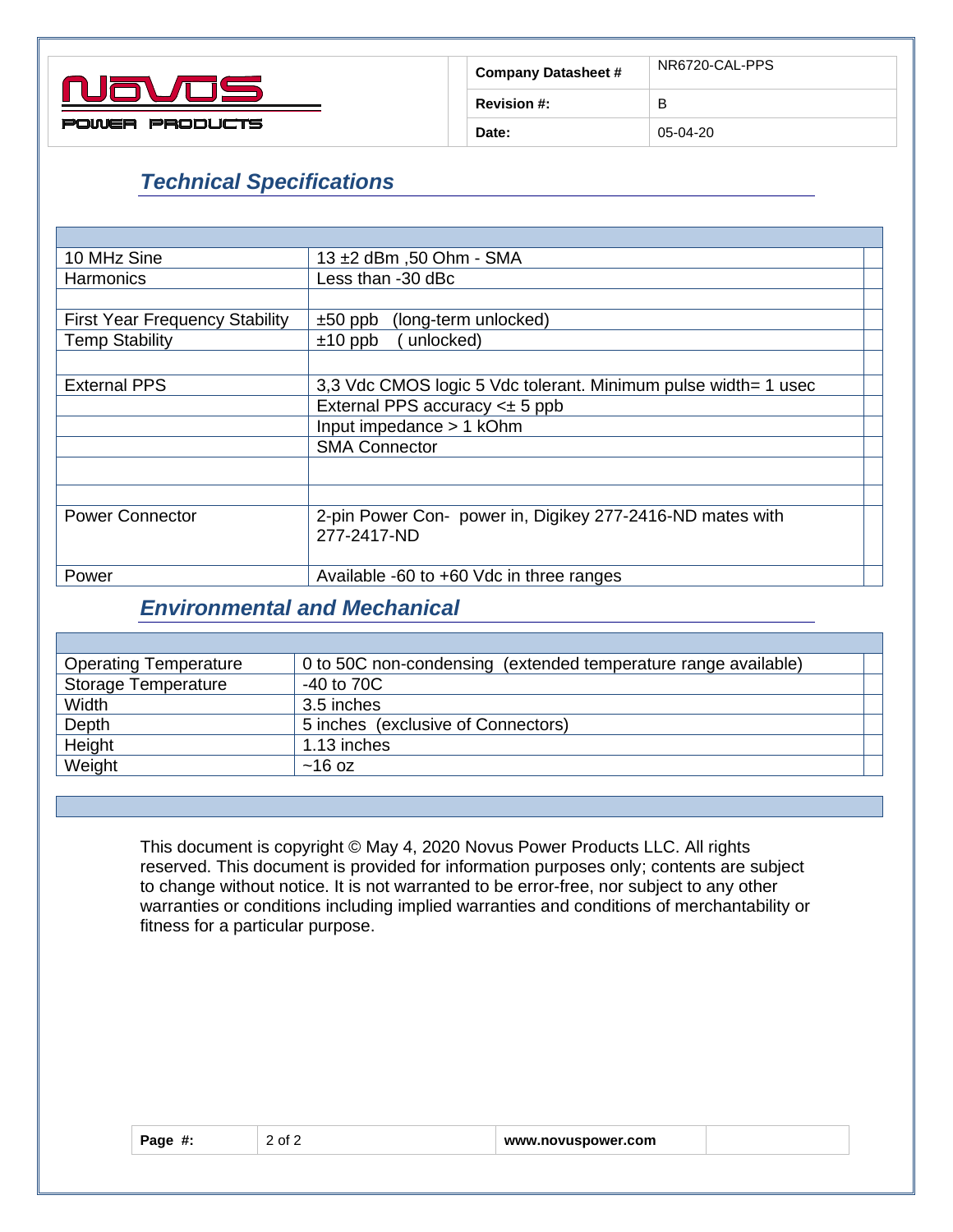| Company Datasheet # | NR6720-CAL-PPS |
| --- | --- |
| Revision #: | B |
| Date: | 05-04-20 |

## *Technical Specifications*

| | | |
| --- | --- | --- |
| 10 MHz Sine | 13 ±2 dBm ,50 Ohm - SMA | |
| Harmonics | Less than -30 dBc | |
| | | |
| First Year Frequency Stability | ±50 ppb (long-term unlocked) | |
| Temp Stability | ±10 ppb ( unlocked) | |
| | | |
| External PPS | 3,3 Vdc CMOS logic 5 Vdc tolerant. Minimum pulse width= 1 usec | |
| | External PPS accuracy <± 5 ppb | |
| | Input impedance > 1 kOhm | |
| | SMA Connector | |
| | | |
| | | |
| Power Connector | 2-pin Power Con- power in, Digikey 277-2416-ND mates with 277-2417-ND | |
| Power | Available -60 to +60 Vdc in three ranges | |

## *Environmental and Mechanical*

| | | |
| --- | --- | --- |
| Operating Temperature | 0 to 50C non-condensing (extended temperature range available) | |
| Storage Temperature | -40 to 70C | |
| Width | 3.5 inches | |
| Depth | 5 inches (exclusive of Connectors) | |
| Height | 1.13 inches | |
| Weight | ~16 oz | |

This document is copyright © May 4, 2020 Novus Power Products LLC. All rights reserved. This document is provided for information purposes only; contents are subject to change without notice. It is not warranted to be error-free, nor subject to any other warranties or conditions including implied warranties and conditions of merchantability or fitness for a particular purpose.